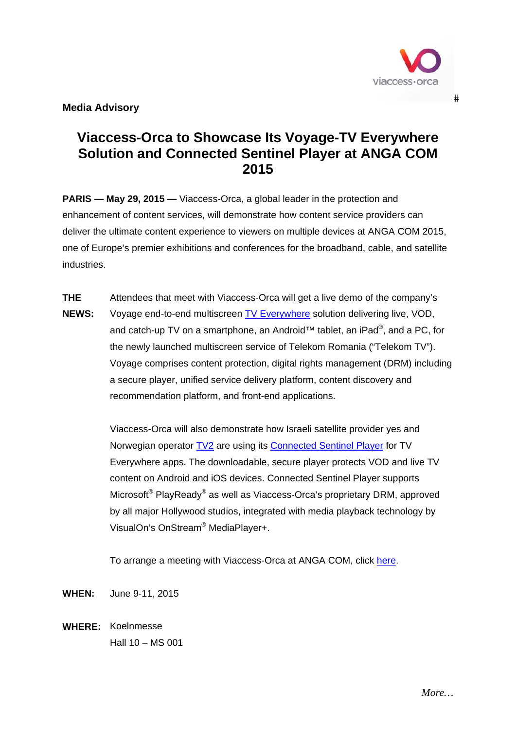**Media Advisory**

# Viaccess-Orca to Showcase Its Voyage-TV Everywhere Solution and Connected Sentinel Player at ANGA COM 2015

**PARIS — May 29, 2015 —** Viaccess-Orca, a global leader in the protection and enhancement of content services, will demonstrate how content service providers can deliver the ultimate content experience to viewers on multiple devices at ANGA COM 2015, one of Europe's premier exhibitions and conferences for the broadband, cable, and satellite industries.

**THE NEWS:** Attendees that meet with Viaccess-Orca will get a live demo of the company's Voyage end-to-end multiscreen TV Everywhere solution delivering live, VOD, and catch-up TV on a smartphone, an Android™ tablet, an iPad®, and a PC, for the newly launched multiscreen service of Telekom Romania ("Telekom TV"). Voyage comprises content protection, digital rights management (DRM) including a secure player, unified service delivery platform, content discovery and recommendation platform, and front-end applications.

Viaccess-Orca will also demonstrate how Israeli satellite provider yes and Norwegian operator TV2 are using its Connected Sentinel Player for TV Everywhere apps. The downloadable, secure player protects VOD and live TV content on Android and iOS devices. Connected Sentinel Player supports Microsoft® PlayReady® as well as Viaccess-Orca's proprietary DRM, approved by all major Hollywood studios, integrated with media playback technology by VisualOn's OnStream® MediaPlayer+.

To arrange a meeting with Viaccess-Orca at ANGA COM, click here.

**WHEN:** June 9-11, 2015

**WHERE:** Koelnmesse
Hall 10 – MS 001

*More…*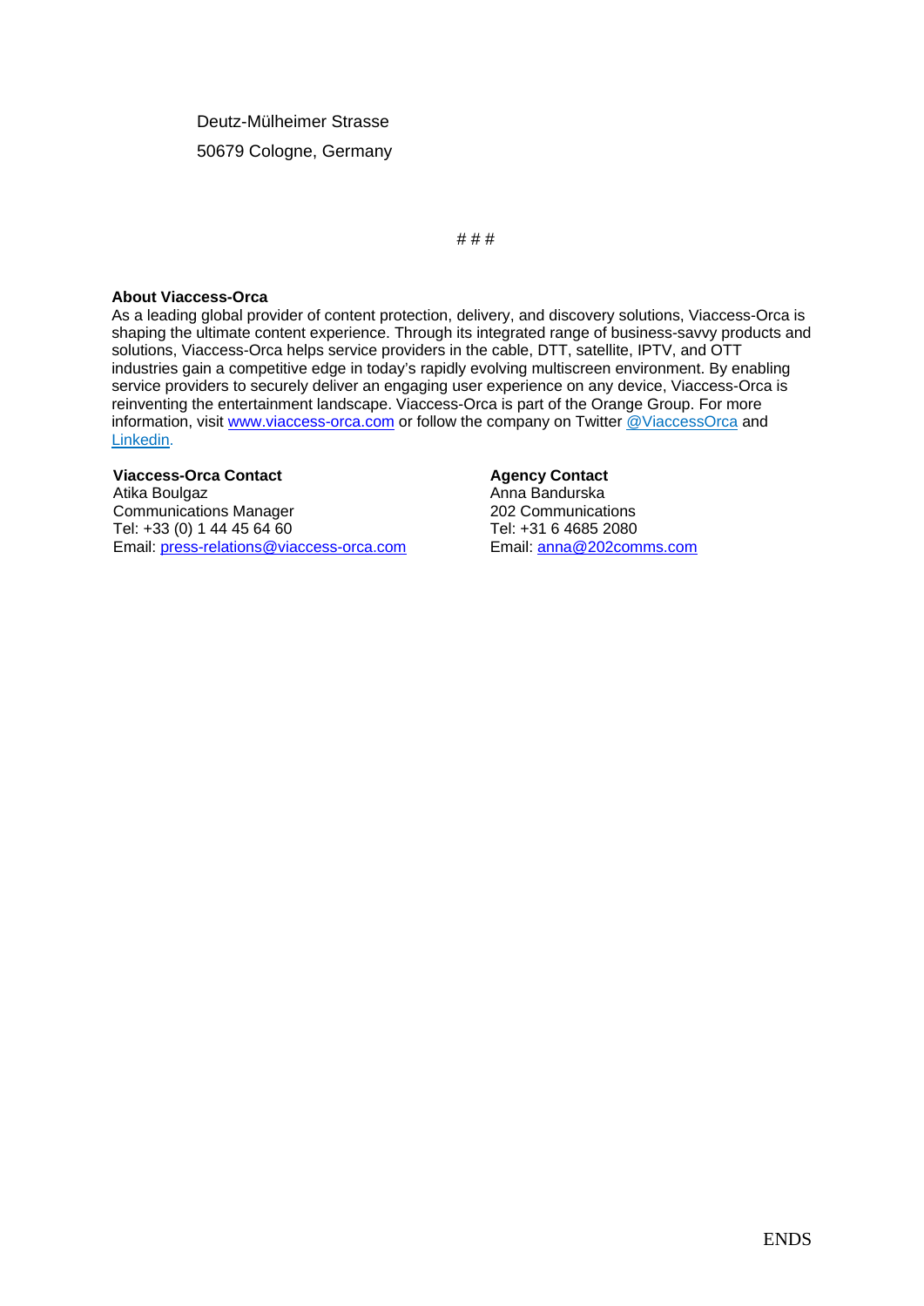Deutz-Mülheimer Strasse

50679 Cologne, Germany

# # #

**About Viaccess-Orca**

As a leading global provider of content protection, delivery, and discovery solutions, Viaccess-Orca is shaping the ultimate content experience. Through its integrated range of business-savvy products and solutions, Viaccess-Orca helps service providers in the cable, DTT, satellite, IPTV, and OTT industries gain a competitive edge in today's rapidly evolving multiscreen environment. By enabling service providers to securely deliver an engaging user experience on any device, Viaccess-Orca is reinventing the entertainment landscape. Viaccess-Orca is part of the Orange Group. For more information, visit www.viaccess-orca.com or follow the company on Twitter @ViaccessOrca and Linkedin.

**Viaccess-Orca Contact**
Atika Boulgaz
Communications Manager
Tel: +33 (0) 1 44 45 64 60
Email: press-relations@viaccess-orca.com

**Agency Contact**
Anna Bandurska
202 Communications
Tel: +31 6 4685 2080
Email: anna@202comms.com

ENDS